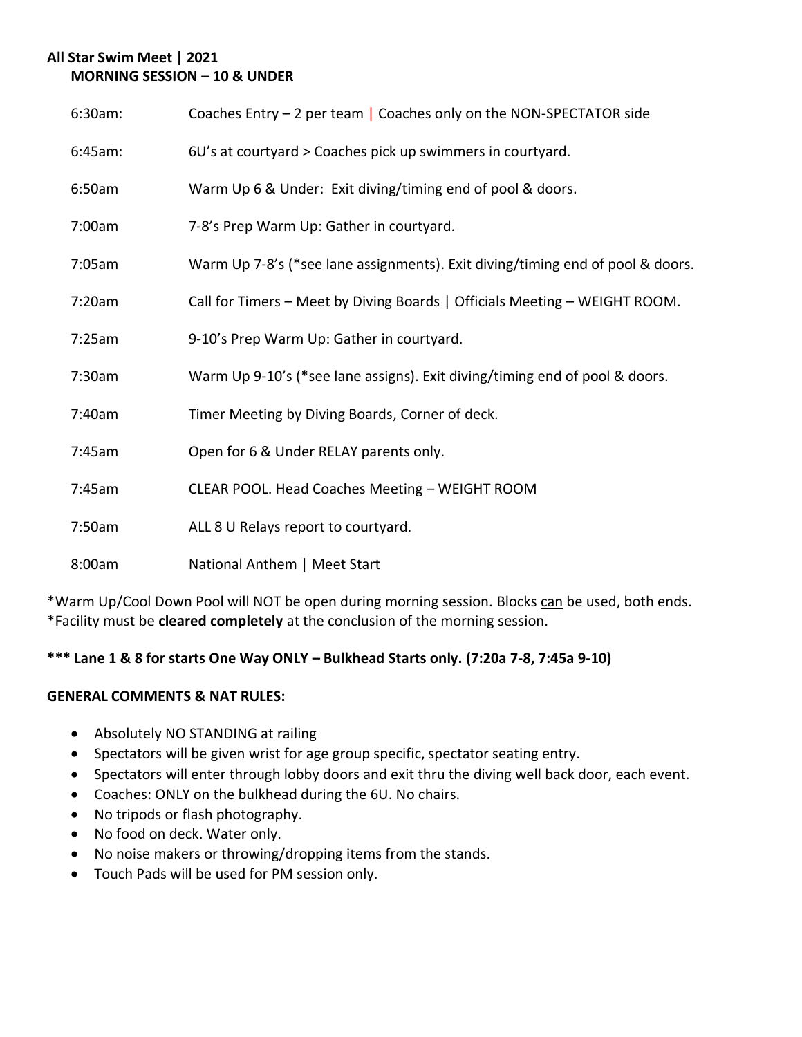**All Star Swim Meet | 2021**

**MORNING SESSION – 10 & UNDER**

| | |
|---|---|
| 6:30am: | Coaches Entry – 2 per team \| Coaches only on the NON-SPECTATOR side |
| 6:45am: | 6U's at courtyard > Coaches pick up swimmers in courtyard. |
| 6:50am | Warm Up 6 & Under: Exit diving/timing end of pool & doors. |
| 7:00am | 7-8's Prep Warm Up: Gather in courtyard. |
| 7:05am | Warm Up 7-8's (*see lane assignments). Exit diving/timing end of pool & doors. |
| 7:20am | Call for Timers – Meet by Diving Boards \| Officials Meeting – WEIGHT ROOM. |
| 7:25am | 9-10's Prep Warm Up: Gather in courtyard. |
| 7:30am | Warm Up 9-10's (*see lane assigns). Exit diving/timing end of pool & doors. |
| 7:40am | Timer Meeting by Diving Boards, Corner of deck. |
| 7:45am | Open for 6 & Under RELAY parents only. |
| 7:45am | CLEAR POOL. Head Coaches Meeting – WEIGHT ROOM |
| 7:50am | ALL 8 U Relays report to courtyard. |
| 8:00am | National Anthem \| Meet Start |

*Warm Up/Cool Down Pool will NOT be open during morning session. Blocks can be used, both ends.
*Facility must be **cleared completely** at the conclusion of the morning session.

**\*\*\* Lane 1 & 8 for starts One Way ONLY – Bulkhead Starts only. (7:20a 7-8, 7:45a 9-10)**

**GENERAL COMMENTS & NAT RULES:**

- Absolutely NO STANDING at railing
- Spectators will be given wrist for age group specific, spectator seating entry.
- Spectators will enter through lobby doors and exit thru the diving well back door, each event.
- Coaches: ONLY on the bulkhead during the 6U. No chairs.
- No tripods or flash photography.
- No food on deck. Water only.
- No noise makers or throwing/dropping items from the stands.
- Touch Pads will be used for PM session only.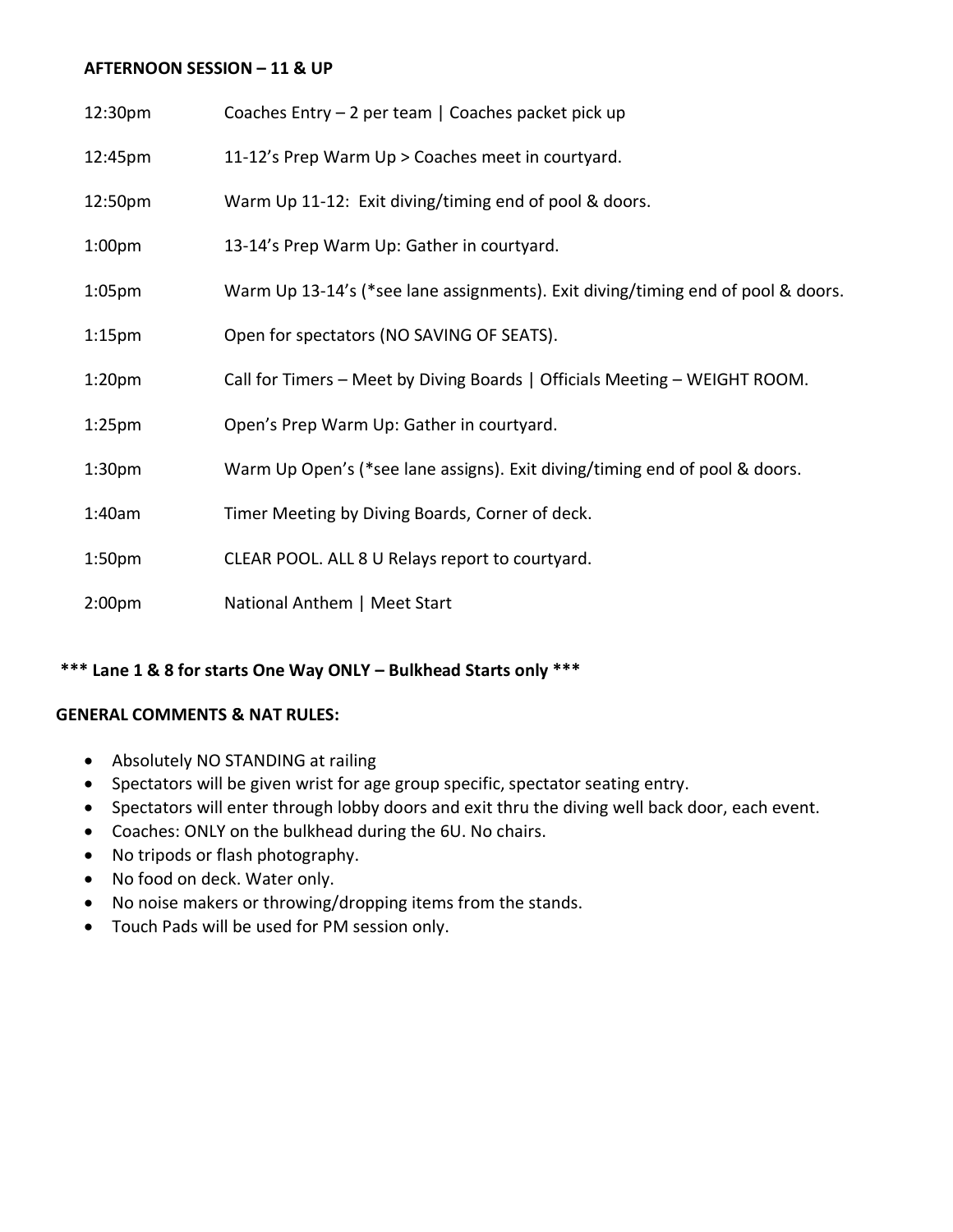**AFTERNOON SESSION – 11 & UP**

| | |
|---|---|
| 12:30pm | Coaches Entry – 2 per team \| Coaches packet pick up |
| 12:45pm | 11-12's Prep Warm Up > Coaches meet in courtyard. |
| 12:50pm | Warm Up 11-12: Exit diving/timing end of pool & doors. |
| 1:00pm | 13-14's Prep Warm Up: Gather in courtyard. |
| 1:05pm | Warm Up 13-14's (*see lane assignments). Exit diving/timing end of pool & doors. |
| 1:15pm | Open for spectators (NO SAVING OF SEATS). |
| 1:20pm | Call for Timers – Meet by Diving Boards \| Officials Meeting – WEIGHT ROOM. |
| 1:25pm | Open's Prep Warm Up: Gather in courtyard. |
| 1:30pm | Warm Up Open's (*see lane assigns). Exit diving/timing end of pool & doors. |
| 1:40am | Timer Meeting by Diving Boards, Corner of deck. |
| 1:50pm | CLEAR POOL. ALL 8 U Relays report to courtyard. |
| 2:00pm | National Anthem \| Meet Start |

**\*\*\* Lane 1 & 8 for starts One Way ONLY – Bulkhead Starts only \*\*\***

**GENERAL COMMENTS & NAT RULES:**

- Absolutely NO STANDING at railing
- Spectators will be given wrist for age group specific, spectator seating entry.
- Spectators will enter through lobby doors and exit thru the diving well back door, each event.
- Coaches: ONLY on the bulkhead during the 6U. No chairs.
- No tripods or flash photography.
- No food on deck. Water only.
- No noise makers or throwing/dropping items from the stands.
- Touch Pads will be used for PM session only.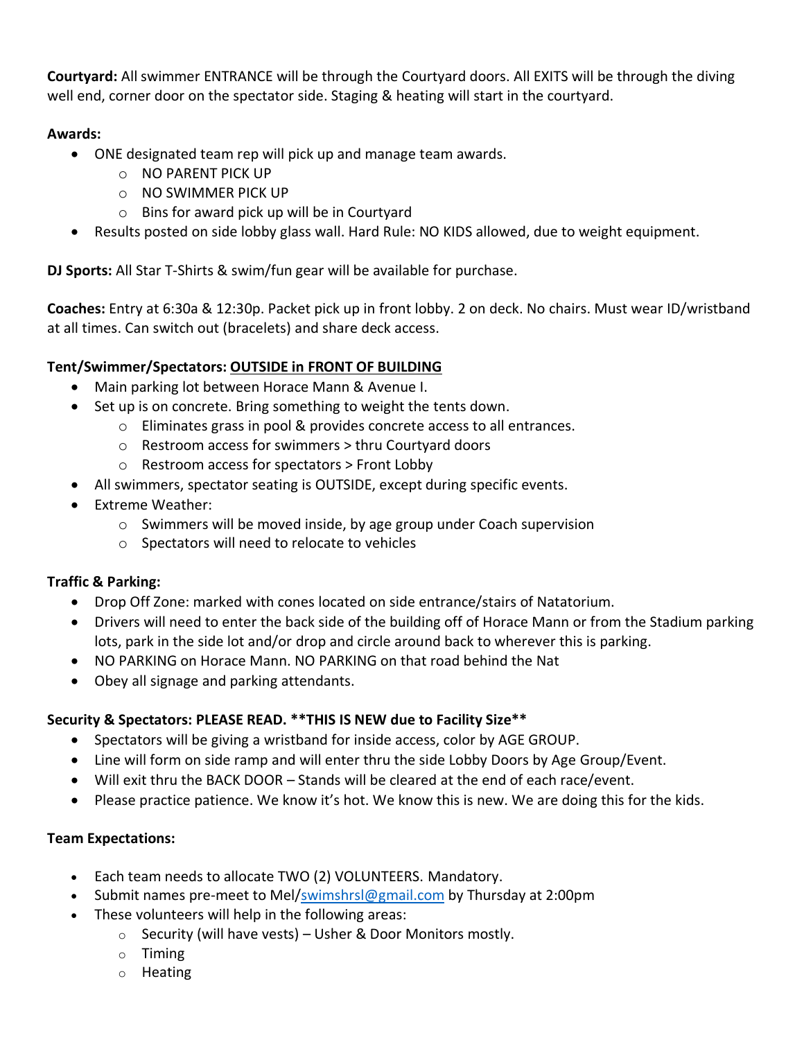**Courtyard:** All swimmer ENTRANCE will be through the Courtyard doors. All EXITS will be through the diving well end, corner door on the spectator side. Staging & heating will start in the courtyard.

**Awards:**

- ONE designated team rep will pick up and manage team awards.
  - NO PARENT PICK UP
  - NO SWIMMER PICK UP
  - Bins for award pick up will be in Courtyard
- Results posted on side lobby glass wall. Hard Rule: NO KIDS allowed, due to weight equipment.

**DJ Sports:** All Star T-Shirts & swim/fun gear will be available for purchase.

**Coaches:** Entry at 6:30a & 12:30p. Packet pick up in front lobby. 2 on deck. No chairs. Must wear ID/wristband at all times. Can switch out (bracelets) and share deck access.

**Tent/Swimmer/Spectators: <u>OUTSIDE in FRONT OF BUILDING</u>**

- Main parking lot between Horace Mann & Avenue I.
- Set up is on concrete. Bring something to weight the tents down.
  - Eliminates grass in pool & provides concrete access to all entrances.
  - Restroom access for swimmers > thru Courtyard doors
  - Restroom access for spectators > Front Lobby
- All swimmers, spectator seating is OUTSIDE, except during specific events.
- Extreme Weather:
  - Swimmers will be moved inside, by age group under Coach supervision
  - Spectators will need to relocate to vehicles

**Traffic & Parking:**

- Drop Off Zone: marked with cones located on side entrance/stairs of Natatorium.
- Drivers will need to enter the back side of the building off of Horace Mann or from the Stadium parking lots, park in the side lot and/or drop and circle around back to wherever this is parking.
- NO PARKING on Horace Mann. NO PARKING on that road behind the Nat
- Obey all signage and parking attendants.

**Security & Spectators: PLEASE READ. \*\*THIS IS NEW due to Facility Size\*\***

- Spectators will be giving a wristband for inside access, color by AGE GROUP.
- Line will form on side ramp and will enter thru the side Lobby Doors by Age Group/Event.
- Will exit thru the BACK DOOR – Stands will be cleared at the end of each race/event.
- Please practice patience. We know it's hot. We know this is new. We are doing this for the kids.

**Team Expectations:**

- Each team needs to allocate TWO (2) VOLUNTEERS. Mandatory.
- Submit names pre-meet to Mel/swimshrsl@gmail.com by Thursday at 2:00pm
- These volunteers will help in the following areas:
  - Security (will have vests) – Usher & Door Monitors mostly.
  - Timing
  - Heating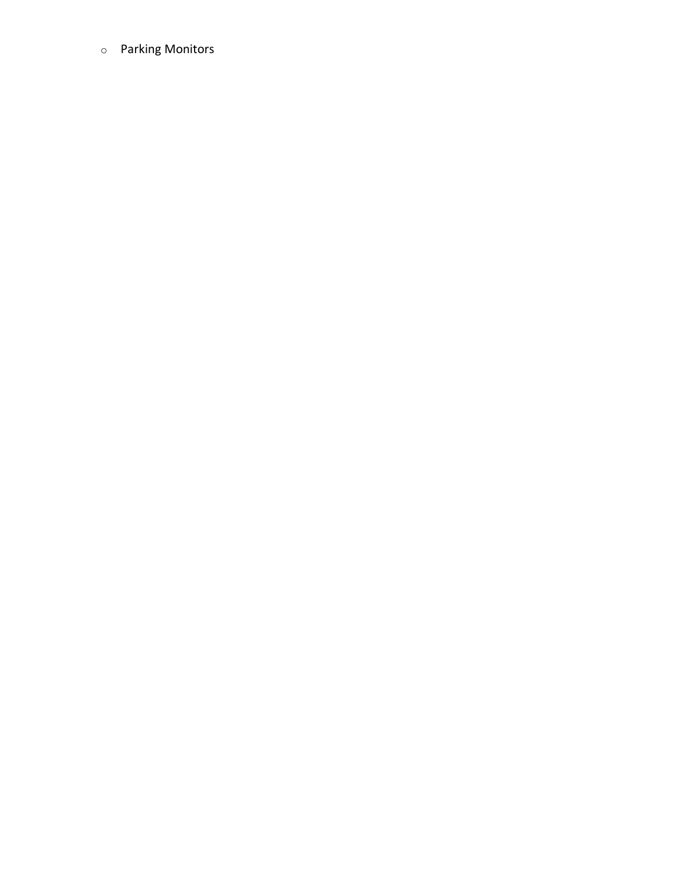- Parking Monitors